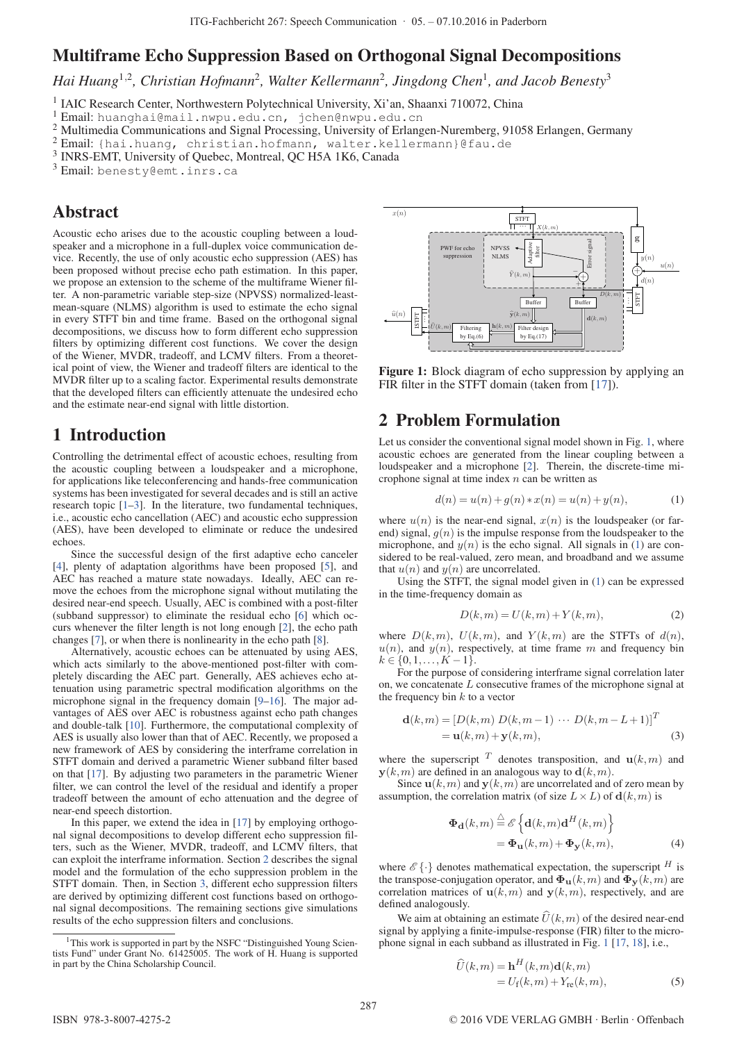# Multiframe Echo Suppression Based on Orthogonal Signal Decompositions

*Hai Huang[1,2], Christian Hofmann[2], Walter Kellermann[2], Jingdong Chen[1], and Jacob Benesty[3]*

[1] IAIC Research Center, Northwestern Polytechnical University, Xi'an, Shaanxi 710072, China
[1] Email: huanghai@mail.nwpu.edu.cn, jchen@nwpu.edu.cn
[2] Multimedia Communications and Signal Processing, University of Erlangen-Nuremberg, 91058 Erlangen, Germany
[2] Email: {hai.huang, christian.hofmann, walter.kellermann}@fau.de
[3] INRS-EMT, University of Quebec, Montreal, QC H5A 1K6, Canada
[3] Email: benesty@emt.inrs.ca

## Abstract

Acoustic echo arises due to the acoustic coupling between a loudspeaker and a microphone in a full-duplex voice communication device. Recently, the use of only acoustic echo suppression (AES) has been proposed without precise echo path estimation. In this paper, we propose an extension to the scheme of the multiframe Wiener filter. A non-parametric variable step-size (NPVSS) normalized-least-mean-square (NLMS) algorithm is used to estimate the echo signal in every STFT bin and time frame. Based on the orthogonal signal decompositions, we discuss how to form different echo suppression filters by optimizing different cost functions. We cover the design of the Wiener, MVDR, tradeoff, and LCMV filters. From a theoretical point of view, the Wiener and tradeoff filters are identical to the MVDR filter up to a scaling factor. Experimental results demonstrate that the developed filters can efficiently attenuate the undesired echo and the estimate near-end signal with little distortion.

## 1 Introduction

Controlling the detrimental effect of acoustic echoes, resulting from the acoustic coupling between a loudspeaker and a microphone, for applications like teleconferencing and hands-free communication systems has been investigated for several decades and is still an active research topic [1–3]. In the literature, two fundamental techniques, i.e., acoustic echo cancellation (AEC) and acoustic echo suppression (AES), have been developed to eliminate or reduce the undesired echoes.

Since the successful design of the first adaptive echo canceler [4], plenty of adaptation algorithms have been proposed [5], and AEC has reached a mature state nowadays. Ideally, AEC can remove the echoes from the microphone signal without mutilating the desired near-end speech. Usually, AEC is combined with a post-filter (subband suppressor) to eliminate the residual echo [6] which occurs whenever the filter length is not long enough [2], the echo path changes [7], or when there is nonlinearity in the echo path [8].

Alternatively, acoustic echoes can be attenuated by using AES, which acts similarly to the above-mentioned post-filter with completely discarding the AEC part. Generally, AES achieves echo attenuation using parametric spectral modification algorithms on the microphone signal in the frequency domain [9–16]. The major advantages of AES over AEC is robustness against echo path changes and double-talk [10]. Furthermore, the computational complexity of AES is usually also lower than that of AEC. Recently, we proposed a new framework of AES by considering the interframe correlation in STFT domain and derived a parametric Wiener subband filter based on that [17]. By adjusting two parameters in the parametric Wiener filter, we can control the level of the residual and identify a proper tradeoff between the amount of echo attenuation and the degree of near-end speech distortion.

In this paper, we extend the idea in [17] by employing orthogonal signal decompositions to develop different echo suppression filters, such as the Wiener, MVDR, tradeoff, and LCMV filters, that can exploit the interframe information. Section 2 describes the signal model and the formulation of the echo suppression problem in the STFT domain. Then, in Section 3, different echo suppression filters are derived by optimizing different cost functions based on orthogonal signal decompositions. The remaining sections give simulations results of the echo suppression filters and conclusions.

[1]This work is supported in part by the NSFC "Distinguished Young Scientists Fund" under Grant No. 61425005. The work of H. Huang is supported in part by the China Scholarship Council.

**Figure 1:** Block diagram of echo suppression by applying an FIR filter in the STFT domain (taken from [17]).

## 2 Problem Formulation

Let us consider the conventional signal model shown in Fig. 1, where acoustic echoes are generated from the linear coupling between a loudspeaker and a microphone [2]. Therein, the discrete-time microphone signal at time index $n$ can be written as

$$d(n) = u(n) + g(n) * x(n) = u(n) + y(n), \tag{1}$$

where $u(n)$ is the near-end signal, $x(n)$ is the loudspeaker (or far-end) signal, $g(n)$ is the impulse response from the loudspeaker to the microphone, and $y(n)$ is the echo signal. All signals in (1) are considered to be real-valued, zero mean, and broadband and we assume that $u(n)$ and $y(n)$ are uncorrelated.

Using the STFT, the signal model given in (1) can be expressed in the time-frequency domain as

$$D(k,m) = U(k,m) + Y(k,m), \tag{2}$$

where $D(k,m)$, $U(k,m)$, and $Y(k,m)$ are the STFTs of $d(n)$, $u(n)$, and $y(n)$, respectively, at time frame $m$ and frequency bin $k \in \{0, 1, \ldots, K-1\}$.

For the purpose of considering interframe signal correlation later on, we concatenate $L$ consecutive frames of the microphone signal at the frequency bin $k$ to a vector

$$\begin{aligned}\mathbf{d}(k,m) &= [D(k,m)\ D(k,m-1)\ \cdots\ D(k,m-L+1)]^T \\ &= \mathbf{u}(k,m) + \mathbf{y}(k,m),\end{aligned} \tag{3}$$

where the superscript $^T$ denotes transposition, and $\mathbf{u}(k,m)$ and $\mathbf{y}(k,m)$ are defined in an analogous way to $\mathbf{d}(k,m)$.

Since $\mathbf{u}(k,m)$ and $\mathbf{y}(k,m)$ are uncorrelated and of zero mean by assumption, the correlation matrix (of size $L \times L$) of $\mathbf{d}(k,m)$ is

$$\begin{aligned}\mathbf{\Phi}_{\mathbf{d}}(k,m) &\stackrel{\triangle}{=} \mathscr{E}\left\{\mathbf{d}(k,m)\mathbf{d}^H(k,m)\right\} \\ &= \mathbf{\Phi}_{\mathbf{u}}(k,m) + \mathbf{\Phi}_{\mathbf{y}}(k,m),\end{aligned} \tag{4}$$

where $\mathscr{E}\{\cdot\}$ denotes mathematical expectation, the superscript $^H$ is the transpose-conjugation operator, and $\mathbf{\Phi}_{\mathbf{u}}(k,m)$ and $\mathbf{\Phi}_{\mathbf{y}}(k,m)$ are correlation matrices of $\mathbf{u}(k,m)$ and $\mathbf{y}(k,m)$, respectively, and are defined analogously.

We aim at obtaining an estimate $\widehat{U}(k,m)$ of the desired near-end signal by applying a finite-impulse-response (FIR) filter to the microphone signal in each subband as illustrated in Fig. 1 [17, 18], i.e.,

$$\begin{aligned}\widehat{U}(k,m) &= \mathbf{h}^H(k,m)\mathbf{d}(k,m) \\ &= U_{\mathrm{f}}(k,m) + Y_{\mathrm{re}}(k,m),\end{aligned} \tag{5}$$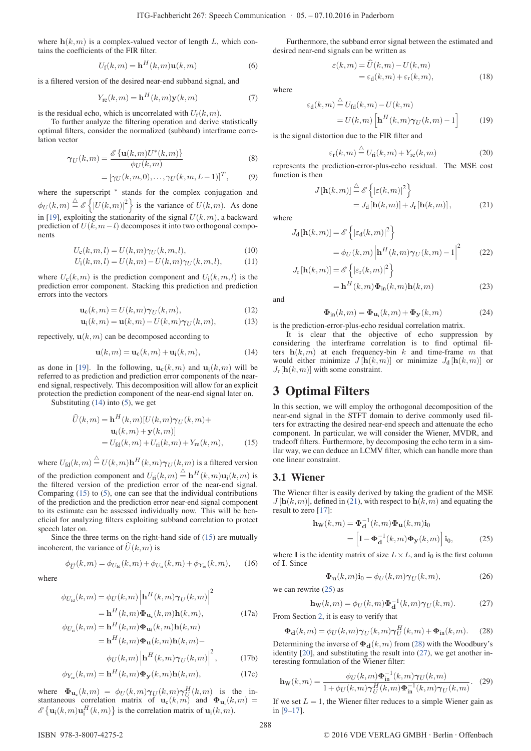where $\mathbf{h}(k,m)$ is a complex-valued vector of length $L$, which contains the coefficients of the FIR filter.

$$U_{\mathrm{f}}(k,m) = \mathbf{h}^H(k,m)\mathbf{u}(k,m) \tag{6}$$

is a filtered version of the desired near-end subband signal, and

$$Y_{\mathrm{re}}(k,m) = \mathbf{h}^H(k,m)\mathbf{y}(k,m) \tag{7}$$

is the residual echo, which is uncorrelated with $U_{\mathrm{f}}(k,m)$.

To further analyze the filtering operation and derive statistically optimal filters, consider the normalized (subband) interframe correlation vector

$$\boldsymbol{\gamma}_U(k,m) = \frac{\mathscr{E}\{\mathbf{u}(k,m)U^*(k,m)\}}{\phi_U(k,m)} \tag{8}$$

$$= [\gamma_U(k,m,0),\ldots,\gamma_U(k,m,L-1)]^T, \tag{9}$$

where the superscript $^*$ stands for the complex conjugation and $\phi_U(k,m) \triangleq \mathscr{E}\left\{|U(k,m)|^2\right\}$ is the variance of $U(k,m)$. As done in [19], exploiting the stationarity of the signal $U(k,m)$, a backward prediction of $U(k,m-l)$ decomposes it into two orthogonal components

$$U_{\mathrm{c}}(k,m,l) = U(k,m)\gamma_U(k,m,l), \tag{10}$$

$$U_{\mathrm{i}}(k,m,l) = U(k,m) - U(k,m)\gamma_U(k,m,l), \tag{11}$$

where $U_{\mathrm{c}}(k,m)$ is the prediction component and $U_{\mathrm{i}}(k,m,l)$ is the prediction error component. Stacking this prediction and prediction errors into the vectors

$$\mathbf{u}_{\mathrm{c}}(k,m) = U(k,m)\boldsymbol{\gamma}_U(k,m), \tag{12}$$

$$\mathbf{u}_{\mathrm{i}}(k,m) = \mathbf{u}(k,m) - U(k,m)\boldsymbol{\gamma}_U(k,m), \tag{13}$$

repectively, $\mathbf{u}(k,m)$ can be decomposed according to

$$\mathbf{u}(k,m) = \mathbf{u}_{\mathrm{c}}(k,m) + \mathbf{u}_{\mathrm{i}}(k,m), \tag{14}$$

as done in [19]. In the following, $\mathbf{u}_{\mathrm{c}}(k,m)$ and $\mathbf{u}_{\mathrm{i}}(k,m)$ will be referred to as prediction and prediction error components of the near-end signal, respectively. This decomposition will allow for an explicit protection the prediction component of the near-end signal later on.

Substituting (14) into (5), we get

$$\begin{aligned}\widehat{U}(k,m) &= \mathbf{h}^H(k,m)[U(k,m)\boldsymbol{\gamma}_U(k,m) + \\ &\qquad \mathbf{u}_{\mathrm{i}}(k,m) + \mathbf{y}(k,m)] \\ &= U_{\mathrm{fd}}(k,m) + U_{\mathrm{ri}}(k,m) + Y_{\mathrm{re}}(k,m),\end{aligned} \tag{15}$$

where $U_{\mathrm{fd}}(k,m) \triangleq U(k,m)\mathbf{h}^H(k,m)\boldsymbol{\gamma}_U(k,m)$ is a filtered version of the prediction component and $U_{\mathrm{ri}}(k,m) \triangleq \mathbf{h}^H(k,m)\mathbf{u}_{\mathrm{i}}(k,m)$ is the filtered version of the prediction error of the near-end signal. Comparing (15) to (5), one can see that the individual contributions of the prediction and the prediction error near-end signal component to its estimate can be assessed individually now. This will be beneficial for analyzing filters exploiting subband correlation to protect speech later on.

Since the three terms on the right-hand side of (15) are mutually incoherent, the variance of $\widehat{U}(k,m)$ is

$$\phi_{\widehat{U}}(k,m) = \phi_{U_{\mathrm{fd}}}(k,m) + \phi_{U_{\mathrm{ri}}}(k,m) + \phi_{Y_{\mathrm{re}}}(k,m), \tag{16}$$

where

$$\begin{aligned}\phi_{U_{\mathrm{fd}}}(k,m) &= \phi_U(k,m)\left|\mathbf{h}^H(k,m)\boldsymbol{\gamma}_U(k,m)\right|^2 \\ &= \mathbf{h}^H(k,m)\mathbf{\Phi}_{\mathbf{u}_{\mathrm{c}}}(k,m)\mathbf{h}(k,m),\end{aligned} \tag{17a}$$

$$\begin{aligned}\phi_{U_{\mathrm{ri}}}(k,m) &= \mathbf{h}^H(k,m)\mathbf{\Phi}_{\mathbf{u}_{\mathrm{i}}}(k,m)\mathbf{h}(k,m) \\ &= \mathbf{h}^H(k,m)\mathbf{\Phi}_{\mathbf{u}}(k,m)\mathbf{h}(k,m) - \\ &\qquad \phi_U(k,m)\left|\mathbf{h}^H(k,m)\boldsymbol{\gamma}_U(k,m)\right|^2,\end{aligned} \tag{17b}$$

$$\phi_{Y_{\mathrm{re}}}(k,m) = \mathbf{h}^H(k,m)\mathbf{\Phi}_{\mathbf{y}}(k,m)\mathbf{h}(k,m), \tag{17c}$$

where $\mathbf{\Phi}_{\mathbf{u}_{\mathrm{c}}}(k,m) = \phi_U(k,m)\boldsymbol{\gamma}_U(k,m)\boldsymbol{\gamma}_U^H(k,m)$ is the instantaneous correlation matrix of $\mathbf{u}_{\mathrm{c}}(k,m)$ and $\mathbf{\Phi}_{\mathbf{u}_{\mathrm{i}}}(k,m) = \mathscr{E}\left\{\mathbf{u}_{\mathrm{i}}(k,m)\mathbf{u}_{\mathrm{i}}^H(k,m)\right\}$ is the correlation matrix of $\mathbf{u}_{\mathrm{i}}(k,m)$.

Furthermore, the subband error signal between the estimated and desired near-end signals can be written as

$$\begin{aligned}\varepsilon(k,m) &= \widehat{U}(k,m) - U(k,m) \\ &= \varepsilon_{\mathrm{d}}(k,m) + \varepsilon_{\mathrm{r}}(k,m),\end{aligned} \tag{18}$$

where

$$\begin{aligned}\varepsilon_{\mathrm{d}}(k,m) &\triangleq U_{\mathrm{fd}}(k,m) - U(k,m) \\ &= U(k,m)\left[\mathbf{h}^H(k,m)\boldsymbol{\gamma}_U(k,m) - 1\right]\end{aligned} \tag{19}$$

is the signal distortion due to the FIR filter and

$$\varepsilon_{\mathrm{r}}(k,m) \triangleq U_{\mathrm{ri}}(k,m) + Y_{\mathrm{re}}(k,m) \tag{20}$$

represents the prediction-error-plus-echo residual. The MSE cost function is then

$$\begin{aligned}J[\mathbf{h}(k,m)] &\triangleq \mathscr{E}\left\{|\varepsilon(k,m)|^2\right\} \\ &= J_{\mathrm{d}}[\mathbf{h}(k,m)] + J_{\mathrm{r}}[\mathbf{h}(k,m)],\end{aligned} \tag{21}$$

where

$$\begin{aligned}J_{\mathrm{d}}[\mathbf{h}(k,m)] &= \mathscr{E}\left\{|\varepsilon_{\mathrm{d}}(k,m)|^2\right\} \\ &= \phi_U(k,m)\left|\mathbf{h}^H(k,m)\boldsymbol{\gamma}_U(k,m) - 1\right|^2\end{aligned} \tag{22}$$

$$\begin{aligned}J_{\mathrm{r}}[\mathbf{h}(k,m)] &= \mathscr{E}\left\{|\varepsilon_{\mathrm{r}}(k,m)|^2\right\} \\ &= \mathbf{h}^H(k,m)\mathbf{\Phi}_{\mathrm{in}}(k,m)\mathbf{h}(k,m)\end{aligned} \tag{23}$$

and

$$\mathbf{\Phi}_{\mathrm{in}}(k,m) = \mathbf{\Phi}_{\mathbf{u}_{\mathrm{i}}}(k,m) + \mathbf{\Phi}_{\mathbf{y}}(k,m) \tag{24}$$

is the prediction-error-plus-echo residual correlation matrix.

It is clear that the objective of echo suppression by considering the interframe correlation is to find optimal filters $\mathbf{h}(k,m)$ at each frequency-bin $k$ and time-frame $m$ that would either minimize $J[\mathbf{h}(k,m)]$ or minimize $J_{\mathrm{d}}[\mathbf{h}(k,m)]$ or $J_{\mathrm{r}}[\mathbf{h}(k,m)]$ with some constraint.

# 3 Optimal Filters

In this section, we will employ the orthogonal decomposition of the near-end signal in the STFT domain to derive commonly used filters for extracting the desired near-end speech and attenuate the echo component. In particular, we will consider the Wiener, MVDR, and tradeoff filters. Furthermore, by decomposing the echo term in a similar way, we can deduce an LCMV filter, which can handle more than one linear constraint.

## 3.1 Wiener

The Wiener filter is easily derived by taking the gradient of the MSE $J[\mathbf{h}(k,m)]$, defined in (21), with respect to $\mathbf{h}(k,m)$ and equating the result to zero [17]:

$$\begin{aligned}\mathbf{h}_{\mathrm{W}}(k,m) &= \mathbf{\Phi}_{\mathbf{d}}^{-1}(k,m)\mathbf{\Phi}_{\mathbf{u}}(k,m)\mathbf{i}_0 \\ &= \left[\mathbf{I} - \mathbf{\Phi}_{\mathbf{d}}^{-1}(k,m)\mathbf{\Phi}_{\mathbf{y}}(k,m)\right]\mathbf{i}_0,\end{aligned} \tag{25}$$

where $\mathbf{I}$ is the identity matrix of size $L \times L$, and $\mathbf{i}_0$ is the first column of $\mathbf{I}$. Since

$$\mathbf{\Phi}_{\mathbf{u}}(k,m)\mathbf{i}_0 = \phi_U(k,m)\boldsymbol{\gamma}_U(k,m), \tag{26}$$

we can rewrite (25) as

$$\mathbf{h}_{\mathrm{W}}(k,m) = \phi_U(k,m)\mathbf{\Phi}_{\mathbf{d}}^{-1}(k,m)\boldsymbol{\gamma}_U(k,m). \tag{27}$$

From Section 2, it is easy to verify that

$$\mathbf{\Phi}_{\mathbf{d}}(k,m) = \phi_U(k,m)\boldsymbol{\gamma}_U(k,m)\boldsymbol{\gamma}_U^H(k,m) + \mathbf{\Phi}_{\mathrm{in}}(k,m). \tag{28}$$

Determining the inverse of $\mathbf{\Phi}_{\mathbf{d}}(k,m)$ from (28) with the Woodbury's identity [20], and substituting the result into (27), we get another interesting formulation of the Wiener filter:

$$\mathbf{h}_{\mathrm{W}}(k,m) = \frac{\phi_U(k,m)\mathbf{\Phi}_{\mathrm{in}}^{-1}(k,m)\boldsymbol{\gamma}_U(k,m)}{1 + \phi_U(k,m)\boldsymbol{\gamma}_U^H(k,m)\mathbf{\Phi}_{\mathrm{in}}^{-1}(k,m)\boldsymbol{\gamma}_U(k,m)}. \tag{29}$$

If we set $L = 1$, the Wiener filter reduces to a simple Wiener gain as in [9–17].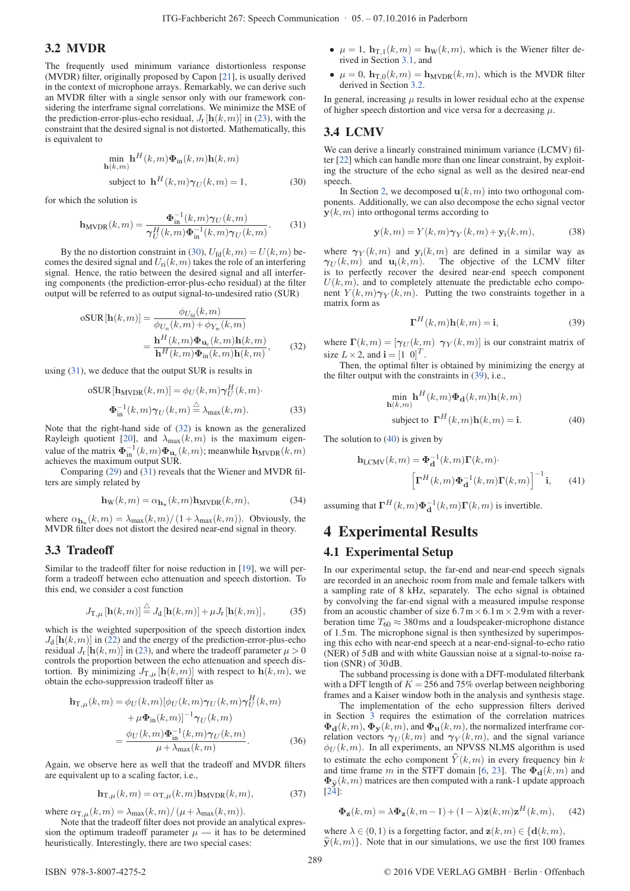### 3.2 MVDR

The frequently used minimum variance distortionless response (MVDR) filter, originally proposed by Capon [21], is usually derived in the context of microphone arrays. Remarkably, we can derive such an MVDR filter with a single sensor only with our framework considering the interframe signal correlations. We minimize the MSE of the prediction-error-plus-echo residual, $J_r[\mathbf{h}(k,m)]$ in (23), with the constraint that the desired signal is not distorted. Mathematically, this is equivalent to

$$\min_{\mathbf{h}(k,m)} \mathbf{h}^H(k,m)\mathbf{\Phi}_{\text{in}}(k,m)\mathbf{h}(k,m)$$
$$\text{subject to } \mathbf{h}^H(k,m)\boldsymbol{\gamma}_U(k,m) = 1, \tag{30}$$

for which the solution is

$$\mathbf{h}_{\text{MVDR}}(k,m) = \frac{\mathbf{\Phi}_{\text{in}}^{-1}(k,m)\boldsymbol{\gamma}_U(k,m)}{\boldsymbol{\gamma}_U^H(k,m)\mathbf{\Phi}_{\text{in}}^{-1}(k,m)\boldsymbol{\gamma}_U(k,m)}. \tag{31}$$

By the no distortion constraint in (30), $U_{\text{fd}}(k,m) = U(k,m)$ becomes the desired signal and $U_{\text{ri}}(k,m)$ takes the role of an interfering signal. Hence, the ratio between the desired signal and all interfering components (the prediction-error-plus-echo residual) at the filter output will be referred to as output signal-to-undesired ratio (SUR)

$$\text{oSUR}[\mathbf{h}(k,m)] = \frac{\phi_{U_{\text{fd}}}(k,m)}{\phi_{U_{\text{n}}}(k,m) + \phi_{Y_{\text{re}}}(k,m)}$$
$$= \frac{\mathbf{h}^H(k,m)\mathbf{\Phi}_{\mathbf{u}_{\text{c}}}(k,m)\mathbf{h}(k,m)}{\mathbf{h}^H(k,m)\mathbf{\Phi}_{\text{in}}(k,m)\mathbf{h}(k,m)}, \tag{32}$$

using (31), we deduce that the output SUR is results in

$$\text{oSUR}[\mathbf{h}_{\text{MVDR}}(k,m)] = \phi_U(k,m)\boldsymbol{\gamma}_U^H(k,m)\cdot$$
$$\mathbf{\Phi}_{\text{in}}^{-1}(k,m)\boldsymbol{\gamma}_U(k,m) \stackrel{\triangle}{=} \lambda_{\max}(k,m). \tag{33}$$

Note that the right-hand side of (32) is known as the generalized Rayleigh quotient [20], and $\lambda_{\max}(k,m)$ is the maximum eigenvalue of the matrix $\mathbf{\Phi}_{\text{in}}^{-1}(k,m)\mathbf{\Phi}_{\mathbf{u}_{\text{c}}}(k,m)$; meanwhile $\mathbf{h}_{\text{MVDR}}(k,m)$ achieves the maximum output SUR.

Comparing (29) and (31) reveals that the Wiener and MVDR filters are simply related by

$$\mathbf{h}_{\text{W}}(k,m) = \alpha_{\mathbf{h}_{\text{w}}}(k,m)\mathbf{h}_{\text{MVDR}}(k,m), \tag{34}$$

where $\alpha_{\mathbf{h}_{\text{w}}}(k,m) = \lambda_{\max}(k,m)/(1+\lambda_{\max}(k,m))$. Obviously, the MVDR filter does not distort the desired near-end signal in theory.

### 3.3 Tradeoff

Similar to the tradeoff filter for noise reduction in [19], we will perform a tradeoff between echo attenuation and speech distortion. To this end, we consider a cost function

$$J_{\text{T},\mu}[\mathbf{h}(k,m)] \stackrel{\triangle}{=} J_{\text{d}}[\mathbf{h}(k,m)] + \mu J_{\text{r}}[\mathbf{h}(k,m)], \tag{35}$$

which is the weighted superposition of the speech distortion index $J_{\text{d}}[\mathbf{h}(k,m)]$ in (22) and the energy of the prediction-error-plus-echo residual $J_{\text{r}}[\mathbf{h}(k,m)]$ in (23), and where the tradeoff parameter $\mu > 0$ controls the proportion between the echo attenuation and speech distortion. By minimizing $J_{\text{T},\mu}[\mathbf{h}(k,m)]$ with respect to $\mathbf{h}(k,m)$, we obtain the echo-suppression tradeoff filter as

$$\mathbf{h}_{\text{T},\mu}(k,m) = \phi_U(k,m)[\phi_U(k,m)\boldsymbol{\gamma}_U(k,m)\boldsymbol{\gamma}_U^H(k,m)$$
$$+ \mu\mathbf{\Phi}_{\text{in}}(k,m)]^{-1}\boldsymbol{\gamma}_U(k,m)$$
$$= \frac{\phi_U(k,m)\mathbf{\Phi}_{\text{in}}^{-1}(k,m)\boldsymbol{\gamma}_U(k,m)}{\mu + \lambda_{\max}(k,m)}. \tag{36}$$

Again, we observe here as well that the tradeoff and MVDR filters are equivalent up to a scaling factor, i.e.,

$$\mathbf{h}_{\text{T},\mu}(k,m) = \alpha_{\text{T},\mu}(k,m)\mathbf{h}_{\text{MVDR}}(k,m), \tag{37}$$

where $\alpha_{\text{T},\mu}(k,m) = \lambda_{\max}(k,m)/(\mu + \lambda_{\max}(k,m))$.

Note that the tradeoff filter does not provide an analytical expression the optimum tradeoff parameter $\mu$ — it has to be determined heuristically. Interestingly, there are two special cases:

- $\mu = 1$, $\mathbf{h}_{\text{T},1}(k,m) = \mathbf{h}_{\text{W}}(k,m)$, which is the Wiener filter derived in Section 3.1, and
- $\mu = 0$, $\mathbf{h}_{\text{T},0}(k,m) = \mathbf{h}_{\text{MVDR}}(k,m)$, which is the MVDR filter derived in Section 3.2.

In general, increasing $\mu$ results in lower residual echo at the expense of higher speech distortion and vice versa for a decreasing $\mu$.

### 3.4 LCMV

We can derive a linearly constrained minimum variance (LCMV) filter [22] which can handle more than one linear constraint, by exploiting the structure of the echo signal as well as the desired near-end speech.

In Section 2, we decomposed $\mathbf{u}(k,m)$ into two orthogonal components. Additionally, we can also decompose the echo signal vector $\mathbf{y}(k,m)$ into orthogonal terms according to

$$\mathbf{y}(k,m) = Y(k,m)\boldsymbol{\gamma}_Y(k,m) + \mathbf{y}_{\text{i}}(k,m), \tag{38}$$

where $\boldsymbol{\gamma}_Y(k,m)$ and $\mathbf{y}_{\text{i}}(k,m)$ are defined in a similar way as $\boldsymbol{\gamma}_U(k,m)$ and $\mathbf{u}_{\text{i}}(k,m)$. The objective of the LCMV filter is to perfectly recover the desired near-end speech component $U(k,m)$, and to completely attenuate the predictable echo component $Y(k,m)\boldsymbol{\gamma}_Y(k,m)$. Putting the two constraints together in a matrix form as

$$\mathbf{\Gamma}^H(k,m)\mathbf{h}(k,m) = \mathbf{i}, \tag{39}$$

where $\mathbf{\Gamma}(k,m) = [\boldsymbol{\gamma}_U(k,m)\ \ \boldsymbol{\gamma}_Y(k,m)]$ is our constraint matrix of size $L \times 2$, and $\mathbf{i} = [1\ \ 0]^T$.

Then, the optimal filter is obtained by minimizing the energy at the filter output with the constraints in (39), i.e.,

$$\min_{\mathbf{h}(k,m)} \mathbf{h}^H(k,m)\mathbf{\Phi}_{\mathbf{d}}(k,m)\mathbf{h}(k,m)$$
$$\text{subject to } \mathbf{\Gamma}^H(k,m)\mathbf{h}(k,m) = \mathbf{i}. \tag{40}$$

The solution to (40) is given by

$$\mathbf{h}_{\text{LCMV}}(k,m) = \mathbf{\Phi}_{\mathbf{d}}^{-1}(k,m)\mathbf{\Gamma}(k,m)\cdot$$
$$\left[\mathbf{\Gamma}^H(k,m)\mathbf{\Phi}_{\mathbf{d}}^{-1}(k,m)\mathbf{\Gamma}(k,m)\right]^{-1}\mathbf{i}, \tag{41}$$

assuming that $\mathbf{\Gamma}^H(k,m)\mathbf{\Phi}_{\mathbf{d}}^{-1}(k,m)\mathbf{\Gamma}(k,m)$ is invertible.

## 4 Experimental Results

### 4.1 Experimental Setup

In our experimental setup, the far-end and near-end speech signals are recorded in an anechoic room from male and female talkers with a sampling rate of 8 kHz, separately. The echo signal is obtained by convolving the far-end signal with a measured impulse response from an acoustic chamber of size 6.7 m × 6.1 m × 2.9 m with a reverberation time $T_{60} \approx 380$ ms and a loudspeaker-microphone distance of 1.5 m. The microphone signal is then synthesized by superimposing this echo with near-end speech at a near-end-signal-to-echo ratio (NER) of 5 dB and with white Gaussian noise at a signal-to-noise ratio (SNR) of 30 dB.

The subband processing is done with a DFT-modulated filterbank with a DFT length of $K = 256$ and 75% overlap between neighboring frames and a Kaiser window both in the analysis and synthesis stage.

The implementation of the echo suppression filters derived in Section 3 requires the estimation of the correlation matrices $\mathbf{\Phi}_{\mathbf{d}}(k,m)$, $\mathbf{\Phi}_{\mathbf{y}}(k,m)$, and $\mathbf{\Phi}_{\mathbf{u}}(k,m)$, the normalized interframe correlation vectors $\boldsymbol{\gamma}_U(k,m)$ and $\boldsymbol{\gamma}_Y(k,m)$, and the signal variance $\phi_U(k,m)$. In all experiments, an NPVSS NLMS algorithm is used to estimate the echo component $\widehat{Y}(k,m)$ in every frequency bin $k$ and time frame $m$ in the STFT domain [6, 23]. The $\mathbf{\Phi}_{\mathbf{d}}(k,m)$ and $\mathbf{\Phi}_{\widehat{\mathbf{y}}}(k,m)$ matrices are then computed with a rank-1 update approach [24]:

$$\mathbf{\Phi}_{\mathbf{z}}(k,m) = \lambda\mathbf{\Phi}_{\mathbf{z}}(k,m-1) + (1-\lambda)\mathbf{z}(k,m)\mathbf{z}^H(k,m), \tag{42}$$

where $\lambda \in (0,1)$ is a forgetting factor, and $\mathbf{z}(k,m) \in \{\mathbf{d}(k,m), \widehat{\mathbf{y}}(k,m)\}$. Note that in our simulations, we use the first 100 frames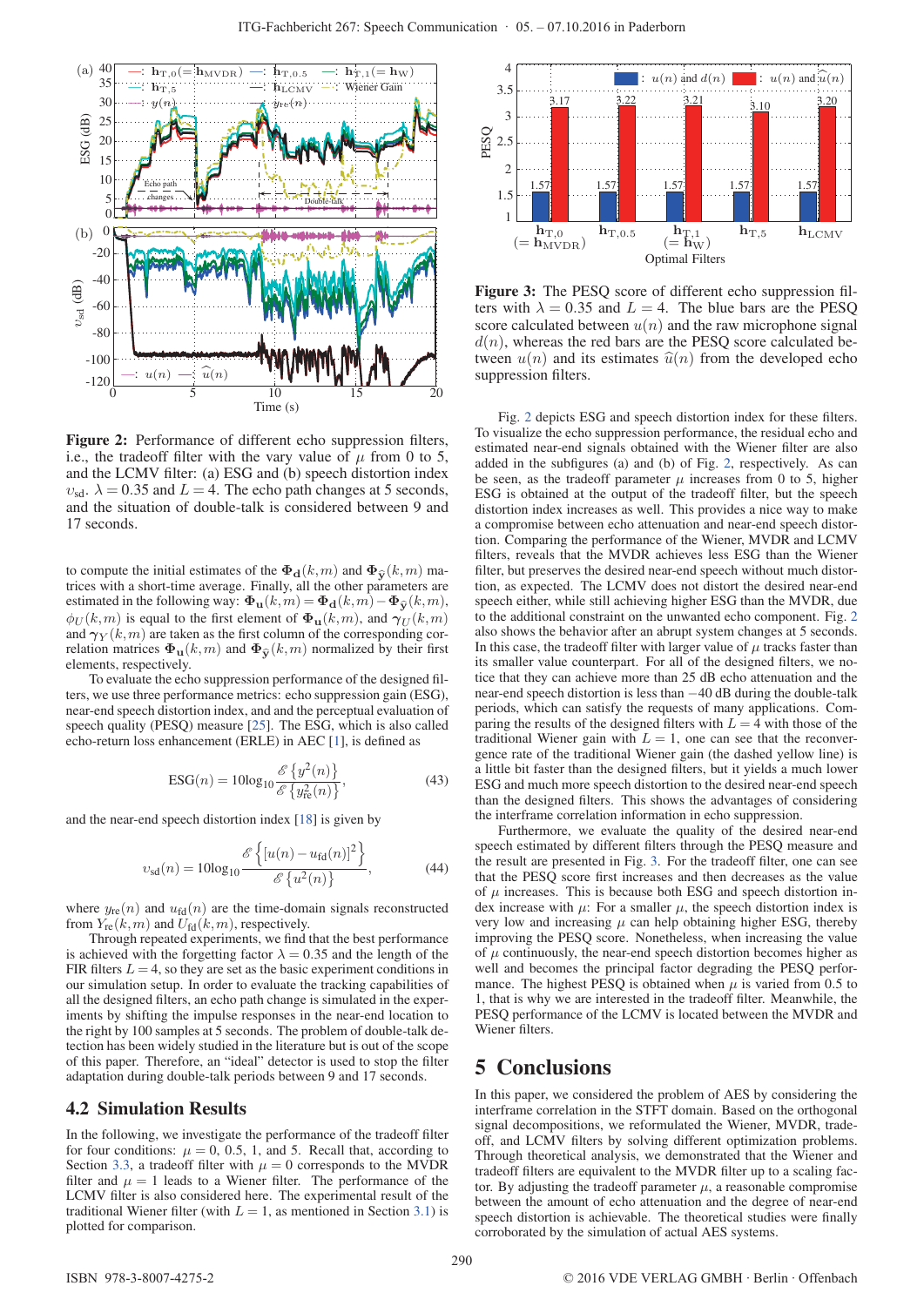Figure 2: Performance of different echo suppression filters, i.e., the tradeoff filter with the vary value of $\mu$ from 0 to 5, and the LCMV filter: (a) ESG and (b) speech distortion index $\upsilon_{\text{sd}}$. $\lambda = 0.35$ and $L = 4$. The echo path changes at 5 seconds, and the situation of double-talk is considered between 9 and 17 seconds.

Figure 3: The PESQ score of different echo suppression filters with $\lambda = 0.35$ and $L = 4$. The blue bars are the PESQ score calculated between $u(n)$ and the raw microphone signal $d(n)$, whereas the red bars are the PESQ score calculated between $u(n)$ and its estimates $\widehat{u}(n)$ from the developed echo suppression filters.

to compute the initial estimates of the $\mathbf{\Phi}_{\mathbf{d}}(k,m)$ and $\mathbf{\Phi}_{\widehat{\mathbf{y}}}(k,m)$ matrices with a short-time average. Finally, all the other parameters are estimated in the following way: $\mathbf{\Phi}_{\mathbf{u}}(k,m) = \mathbf{\Phi}_{\mathbf{d}}(k,m) - \mathbf{\Phi}_{\widehat{\mathbf{y}}}(k,m)$, $\phi_U(k,m)$ is equal to the first element of $\mathbf{\Phi}_{\mathbf{u}}(k,m)$, and $\boldsymbol{\gamma}_U(k,m)$ and $\boldsymbol{\gamma}_Y(k,m)$ are taken as the first column of the corresponding correlation matrices $\mathbf{\Phi}_{\mathbf{u}}(k,m)$ and $\mathbf{\Phi}_{\widehat{\mathbf{y}}}(k,m)$ normalized by their first elements, respectively.

To evaluate the echo suppression performance of the designed filters, we use three performance metrics: echo suppression gain (ESG), near-end speech distortion index, and the perceptual evaluation of speech quality (PESQ) measure [25]. The ESG, which is also called echo-return loss enhancement (ERLE) in AEC [1], is defined as

$$\text{ESG}(n) = 10\log_{10}\frac{\mathscr{E}\left\{y^2(n)\right\}}{\mathscr{E}\left\{y_{\text{re}}^2(n)\right\}}, \tag{43}$$

and the near-end speech distortion index [18] is given by

$$\upsilon_{\text{sd}}(n) = 10\log_{10}\frac{\mathscr{E}\left\{\left[u(n) - u_{\text{fd}}(n)\right]^2\right\}}{\mathscr{E}\left\{u^2(n)\right\}}, \tag{44}$$

where $y_{\text{re}}(n)$ and $u_{\text{fd}}(n)$ are the time-domain signals reconstructed from $Y_{\text{re}}(k,m)$ and $U_{\text{fd}}(k,m)$, respectively.

Through repeated experiments, we find that the best performance is achieved with the forgetting factor $\lambda = 0.35$ and the length of the FIR filters $L = 4$, so they are set as the basic experiment conditions in our simulation setup. In order to evaluate the tracking capabilities of all the designed filters, an echo path change is simulated in the experiments by shifting the impulse responses in the near-end location to the right by 100 samples at 5 seconds. The problem of double-talk detection has been widely studied in the literature but is out of the scope of this paper. Therefore, an "ideal" detector is used to stop the filter adaptation during double-talk periods between 9 and 17 seconds.

## 4.2 Simulation Results

In the following, we investigate the performance of the tradeoff filter for four conditions: $\mu = 0$, 0.5, 1, and 5. Recall that, according to Section 3.3, a tradeoff filter with $\mu = 0$ corresponds to the MVDR filter and $\mu = 1$ leads to a Wiener filter. The performance of the LCMV filter is also considered here. The experimental result of the traditional Wiener filter (with $L = 1$, as mentioned in Section 3.1) is plotted for comparison.

Fig. 2 depicts ESG and speech distortion index for these filters. To visualize the echo suppression performance, the residual echo and estimated near-end speech signals obtained with the Wiener filter are also added in the subfigures (a) and (b) of Fig. 2, respectively. As can be seen, as the tradeoff parameter $\mu$ increases from 0 to 5, higher ESG is obtained at the output of the tradeoff filter, but the speech distortion index increases as well. This provides a nice way to make a compromise between echo attenuation and near-end speech distortion. Comparing the performance of the Wiener, MVDR and LCMV filters, reveals that the MVDR achieves less ESG than the Wiener filter, but preserves the desired near-end speech without much distortion, as expected. The LCMV does not distort the desired near-end speech either, while still achieving higher ESG than the MVDR, due to the additional constraint on the unwanted echo component. Fig. 2 also shows the behavior after an abrupt system changes at 5 seconds. In this case, the tradeoff filter with larger value of $\mu$ tracks faster than its smaller value counterpart. For all of the designed filters, we notice that they can achieve more than 25 dB echo attenuation and the near-end speech distortion is less than $-40$ dB during the double-talk periods, which can satisfy the requests of many applications. Comparing the results of the designed filters with $L = 4$ with those of the traditional Wiener gain with $L = 1$, one can see that the reconvergence rate of the traditional Wiener gain (the dashed yellow line) is a little bit faster than the designed filters, but it yields a much lower ESG and much more speech distortion to the desired near-end speech than the designed filters. This shows the advantages of considering the interframe correlation information in echo suppression.

Furthermore, we evaluate the quality of the desired near-end speech estimated by different filters through the PESQ measure and the result are presented in Fig. 3. For the tradeoff filter, one can see that the PESQ score first increases and then decreases as the value of $\mu$ increases. This is because both ESG and speech distortion index increase with $\mu$: For a smaller $\mu$, the speech distortion index is very low and increasing $\mu$ can help obtaining higher ESG, thereby improving the PESQ score. Nonetheless, when increasing the value of $\mu$ continuously, the near-end speech distortion becomes higher as well and becomes the principal factor degrading the PESQ performance. The highest PESQ is obtained when $\mu$ is varied from 0.5 to 1, that is why we are interested in the tradeoff filter. Meanwhile, the PESQ performance of the LCMV is located between the MVDR and Wiener filters.

# 5 Conclusions

In this paper, we considered the problem of AES by considering the interframe correlation in the STFT domain. Based on the orthogonal signal decompositions, we reformulated the Wiener, MVDR, tradeoff, and LCMV filters by solving different optimization problems. Through theoretical analysis, we demonstrated that the Wiener and tradeoff filters are equivalent to the MVDR filter up to a scaling factor. By adjusting the tradeoff parameter $\mu$, a reasonable compromise between the amount of echo attenuation and the degree of near-end speech distortion is achievable. The theoretical studies were finally corroborated by the simulation of actual AES systems.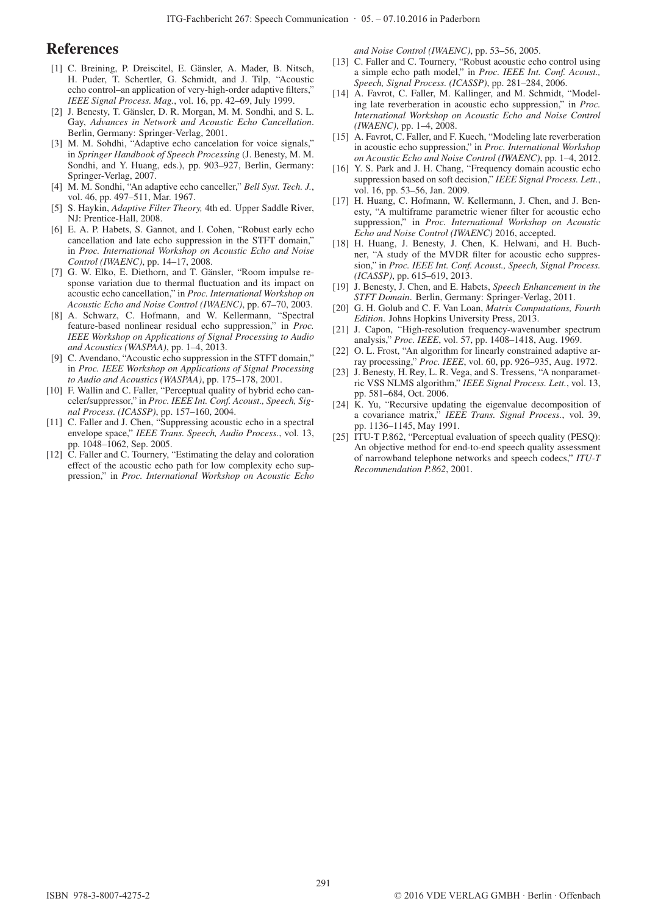## References

- [1] C. Breining, P. Dreiscitel, E. Gänsler, A. Mader, B. Nitsch, H. Puder, T. Schertler, G. Schmidt, and J. Tilp, "Acoustic echo control–an application of very-high-order adaptive filters," *IEEE Signal Process. Mag.*, vol. 16, pp. 42–69, July 1999.
- [2] J. Benesty, T. Gänsler, D. R. Morgan, M. M. Sondhi, and S. L. Gay, *Advances in Network and Acoustic Echo Cancellation*. Berlin, Germany: Springer-Verlag, 2001.
- [3] M. M. Sohdhi, "Adaptive echo cancelation for voice signals," in *Springer Handbook of Speech Processing* (J. Benesty, M. M. Sondhi, and Y. Huang, eds.), pp. 903–927, Berlin, Germany: Springer-Verlag, 2007.
- [4] M. M. Sondhi, "An adaptive echo canceller," *Bell Syst. Tech. J.*, vol. 46, pp. 497–511, Mar. 1967.
- [5] S. Haykin, *Adaptive Filter Theory,* 4th ed. Upper Saddle River, NJ: Prentice-Hall, 2008.
- [6] E. A. P. Habets, S. Gannot, and I. Cohen, "Robust early echo cancellation and late echo suppression in the STFT domain," in *Proc. International Workshop on Acoustic Echo and Noise Control (IWAENC)*, pp. 14–17, 2008.
- [7] G. W. Elko, E. Diethorn, and T. Gänsler, "Room impulse response variation due to thermal fluctuation and its impact on acoustic echo cancellation," in *Proc. International Workshop on Acoustic Echo and Noise Control (IWAENC)*, pp. 67–70, 2003.
- [8] A. Schwarz, C. Hofmann, and W. Kellermann, "Spectral feature-based nonlinear residual echo suppression," in *Proc. IEEE Workshop on Applications of Signal Processing to Audio and Acoustics (WASPAA)*, pp. 1–4, 2013.
- [9] C. Avendano, "Acoustic echo suppression in the STFT domain," in *Proc. IEEE Workshop on Applications of Signal Processing to Audio and Acoustics (WASPAA)*, pp. 175–178, 2001.
- [10] F. Wallin and C. Faller, "Perceptual quality of hybrid echo canceler/suppressor," in *Proc. IEEE Int. Conf. Acoust., Speech, Signal Process. (ICASSP)*, pp. 157–160, 2004.
- [11] C. Faller and J. Chen, "Suppressing acoustic echo in a spectral envelope space," *IEEE Trans. Speech, Audio Process.*, vol. 13, pp. 1048–1062, Sep. 2005.
- [12] C. Faller and C. Tournery, "Estimating the delay and coloration effect of the acoustic echo path for low complexity echo suppression," in *Proc. International Workshop on Acoustic Echo and Noise Control (IWAENC)*, pp. 53–56, 2005.
- [13] C. Faller and C. Tournery, "Robust acoustic echo control using a simple echo path model," in *Proc. IEEE Int. Conf. Acoust., Speech, Signal Process. (ICASSP)*, pp. 281–284, 2006.
- [14] A. Favrot, C. Faller, M. Kallinger, and M. Schmidt, "Modeling late reverberation in acoustic echo suppression," in *Proc. International Workshop on Acoustic Echo and Noise Control (IWAENC)*, pp. 1–4, 2008.
- [15] A. Favrot, C. Faller, and F. Kuech, "Modeling late reverberation in acoustic echo suppression," in *Proc. International Workshop on Acoustic Echo and Noise Control (IWAENC)*, pp. 1–4, 2012.
- [16] Y. S. Park and J. H. Chang, "Frequency domain acoustic echo suppression based on soft decision," *IEEE Signal Process. Lett.*, vol. 16, pp. 53–56, Jan. 2009.
- [17] H. Huang, C. Hofmann, W. Kellermann, J. Chen, and J. Benesty, "A multiframe parametric wiener filter for acoustic echo suppression," in *Proc. International Workshop on Acoustic Echo and Noise Control (IWAENC)* 2016, accepted.
- [18] H. Huang, J. Benesty, J. Chen, K. Helwani, and H. Buchner, "A study of the MVDR filter for acoustic echo suppression," in *Proc. IEEE Int. Conf. Acoust., Speech, Signal Process. (ICASSP)*, pp. 615–619, 2013.
- [19] J. Benesty, J. Chen, and E. Habets, *Speech Enhancement in the STFT Domain*. Berlin, Germany: Springer-Verlag, 2011.
- [20] G. H. Golub and C. F. Van Loan, *Matrix Computations, Fourth Edition*. Johns Hopkins University Press, 2013.
- [21] J. Capon, "High-resolution frequency-wavenumber spectrum analysis," *Proc. IEEE*, vol. 57, pp. 1408–1418, Aug. 1969.
- [22] O. L. Frost, "An algorithm for linearly constrained adaptive array processing," *Proc. IEEE*, vol. 60, pp. 926–935, Aug. 1972.
- [23] J. Benesty, H. Rey, L. R. Vega, and S. Tressens, "A nonparametric VSS NLMS algorithm," *IEEE Signal Process. Lett.*, vol. 13, pp. 581–684, Oct. 2006.
- [24] K. Yu, "Recursive updating the eigenvalue decomposition of a covariance matrix," *IEEE Trans. Signal Process.*, vol. 39, pp. 1136–1145, May 1991.
- [25] ITU-T P.862, "Perceptual evaluation of speech quality (PESQ): An objective method for end-to-end speech quality assessment of narrowband telephone networks and speech codecs," *ITU-T Recommendation P.862*, 2001.